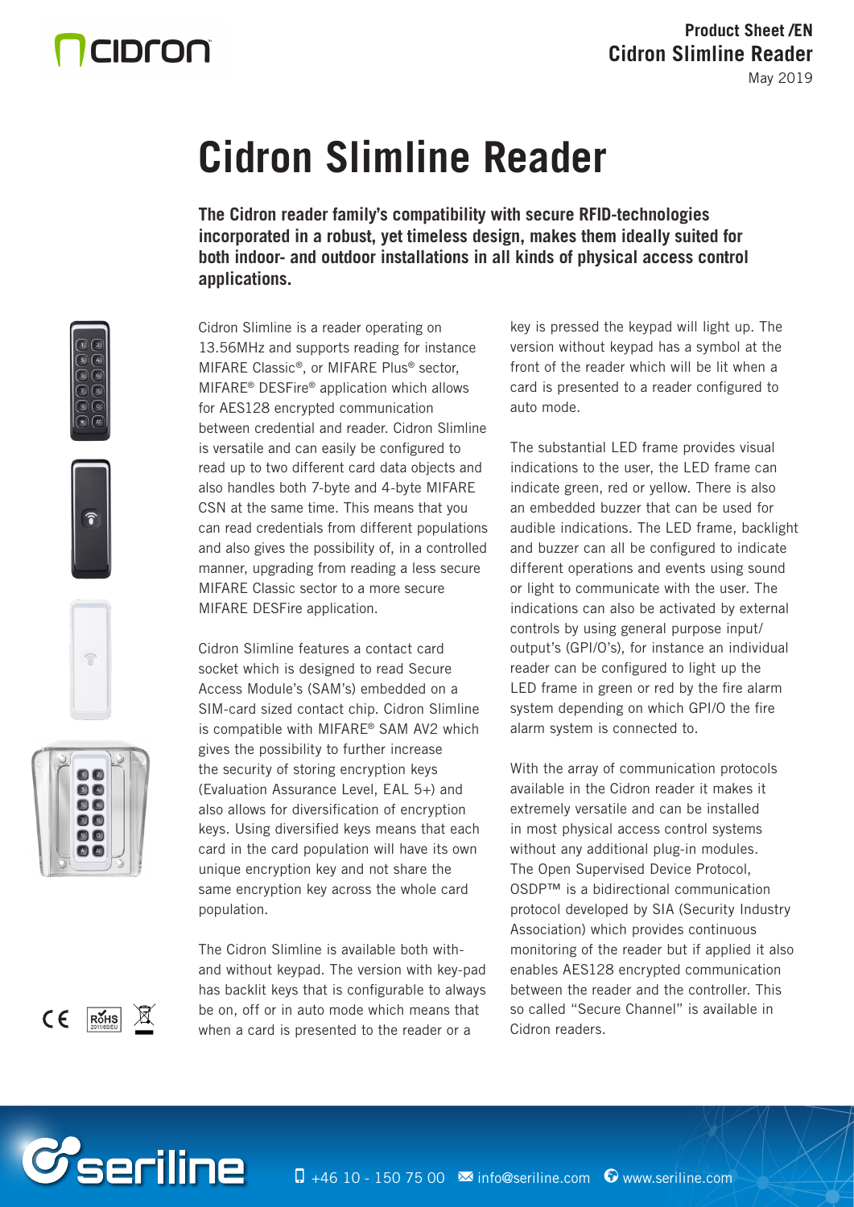# Cidron Slimline Reader

**The Cidron reader family's compatibility with secure RFID-technologies incorporated in a robust, yet timeless design, makes them ideally suited for both indoor- and outdoor installations in all kinds of physical access control applications.**

Cidron Slimline is a reader operating on 13.56MHz and supports reading for instance MIFARE Classic®, or MIFARE Plus® sector, MIFARE® DESFire® application which allows for AES128 encrypted communication between credential and reader. Cidron Slimline is versatile and can easily be configured to read up to two different card data objects and also handles both 7-byte and 4-byte MIFARE CSN at the same time. This means that you can read credentials from different populations and also gives the possibility of, in a controlled manner, upgrading from reading a less secure MIFARE Classic sector to a more secure MIFARE DESFire application.

Cidron Slimline features a contact card socket which is designed to read Secure Access Module's (SAM's) embedded on a SIM-card sized contact chip. Cidron Slimline is compatible with MIFARE® SAM AV2 which gives the possibility to further increase the security of storing encryption keys (Evaluation Assurance Level, EAL 5+) and also allows for diversification of encryption keys. Using diversified keys means that each card in the card population will have its own unique encryption key and not share the same encryption key across the whole card population.

The Cidron Slimline is available both with- and without keypad. The version with key-pad has backlit keys that is configurable to always be on, off or in auto mode which means that when a card is presented to the reader or a key is pressed the keypad will light up. The version without keypad has a symbol at the front of the reader which will be lit when a card is presented to a reader configured to auto mode.

The substantial LED frame provides visual indications to the user, the LED frame can indicate green, red or yellow. There is also an embedded buzzer that can be used for audible indications. The LED frame, backlight and buzzer can all be configured to indicate different operations and events using sound or light to communicate with the user. The indications can also be activated by external controls by using general purpose input/output's (GPI/O's), for instance an individual reader can be configured to light up the LED frame in green or red by the fire alarm system depending on which GPI/O the fire alarm system is connected to.

With the array of communication protocols available in the Cidron reader it makes it extremely versatile and can be installed in most physical access control systems without any additional plug-in modules. The Open Supervised Device Protocol, OSDP™ is a bidirectional communication protocol developed by SIA (Security Industry Association) which provides continuous monitoring of the reader but if applied it also enables AES128 encrypted communication between the reader and the controller. This so called "Secure Channel" is available in Cidron readers.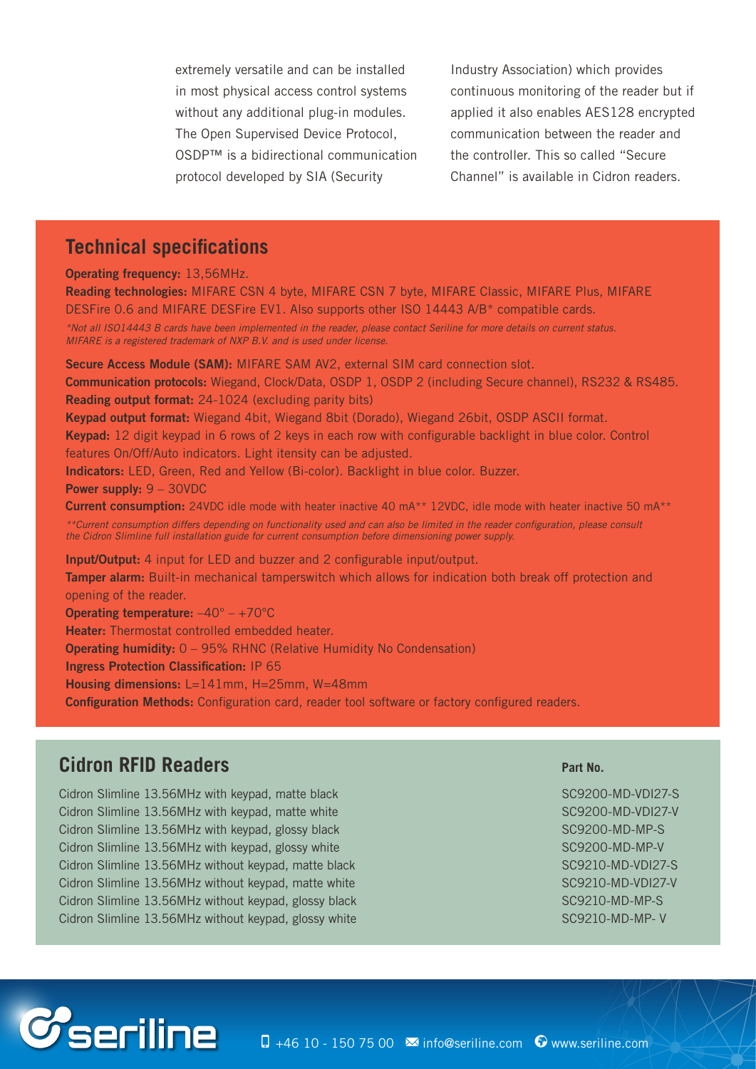extremely versatile and can be installed in most physical access control systems without any additional plug-in modules. The Open Supervised Device Protocol, OSDP™ is a bidirectional communication protocol developed by SIA (Security Industry Association) which provides continuous monitoring of the reader but if applied it also enables AES128 encrypted communication between the reader and the controller. This so called "Secure Channel" is available in Cidron readers.

## Technical specifications

**Operating frequency:** 13,56MHz.

**Reading technologies:** MIFARE CSN 4 byte, MIFARE CSN 7 byte, MIFARE Classic, MIFARE Plus, MIFARE DESFire 0.6 and MIFARE DESFire EV1. Also supports other ISO 14443 A/B* compatible cards.

*\*Not all ISO14443 B cards have been implemented in the reader, please contact Seriline for more details on current status. MIFARE is a registered trademark of NXP B.V. and is used under license.*

**Secure Access Module (SAM):** MIFARE SAM AV2, external SIM card connection slot.

**Communication protocols:** Wiegand, Clock/Data, OSDP 1, OSDP 2 (including Secure channel), RS232 & RS485.

**Reading output format:** 24-1024 (excluding parity bits)

**Keypad output format:** Wiegand 4bit, Wiegand 8bit (Dorado), Wiegand 26bit, OSDP ASCII format.

**Keypad:** 12 digit keypad in 6 rows of 2 keys in each row with configurable backlight in blue color. Control features On/Off/Auto indicators. Light itensity can be adjusted.

**Indicators:** LED, Green, Red and Yellow (Bi-color). Backlight in blue color. Buzzer.

**Power supply:** 9 – 30VDC

**Current consumption:** 24VDC idle mode with heater inactive 40 mA** 12VDC, idle mode with heater inactive 50 mA**

*\*\*Current consumption differs depending on functionality used and can also be limited in the reader configuration, please consult the Cidron Slimline full installation guide for current consumption before dimensioning power supply.*

**Input/Output:** 4 input for LED and buzzer and 2 configurable input/output.

**Tamper alarm:** Built-in mechanical tamperswitch which allows for indication both break off protection and opening of the reader.

**Operating temperature:** –40° – +70°C

**Heater:** Thermostat controlled embedded heater.

**Operating humidity:** 0 – 95% RHNC (Relative Humidity No Condensation)

**Ingress Protection Classification:** IP 65

**Housing dimensions:** L=141mm, H=25mm, W=48mm

**Configuration Methods:** Configuration card, reader tool software or factory configured readers.

## Cidron RFID Readers

| | Part No. |
|---|---|
| Cidron Slimline 13.56MHz with keypad, matte black | SC9200-MD-VDI27-S |
| Cidron Slimline 13.56MHz with keypad, matte white | SC9200-MD-VDI27-V |
| Cidron Slimline 13.56MHz with keypad, glossy black | SC9200-MD-MP-S |
| Cidron Slimline 13.56MHz with keypad, glossy white | SC9200-MD-MP-V |
| Cidron Slimline 13.56MHz without keypad, matte black | SC9210-MD-VDI27-S |
| Cidron Slimline 13.56MHz without keypad, matte white | SC9210-MD-VDI27-V |
| Cidron Slimline 13.56MHz without keypad, glossy black | SC9210-MD-MP-S |
| Cidron Slimline 13.56MHz without keypad, glossy white | SC9210-MD-MP- V |

seriline

+46 10 - 150 75 00 info@seriline.com www.seriline.com